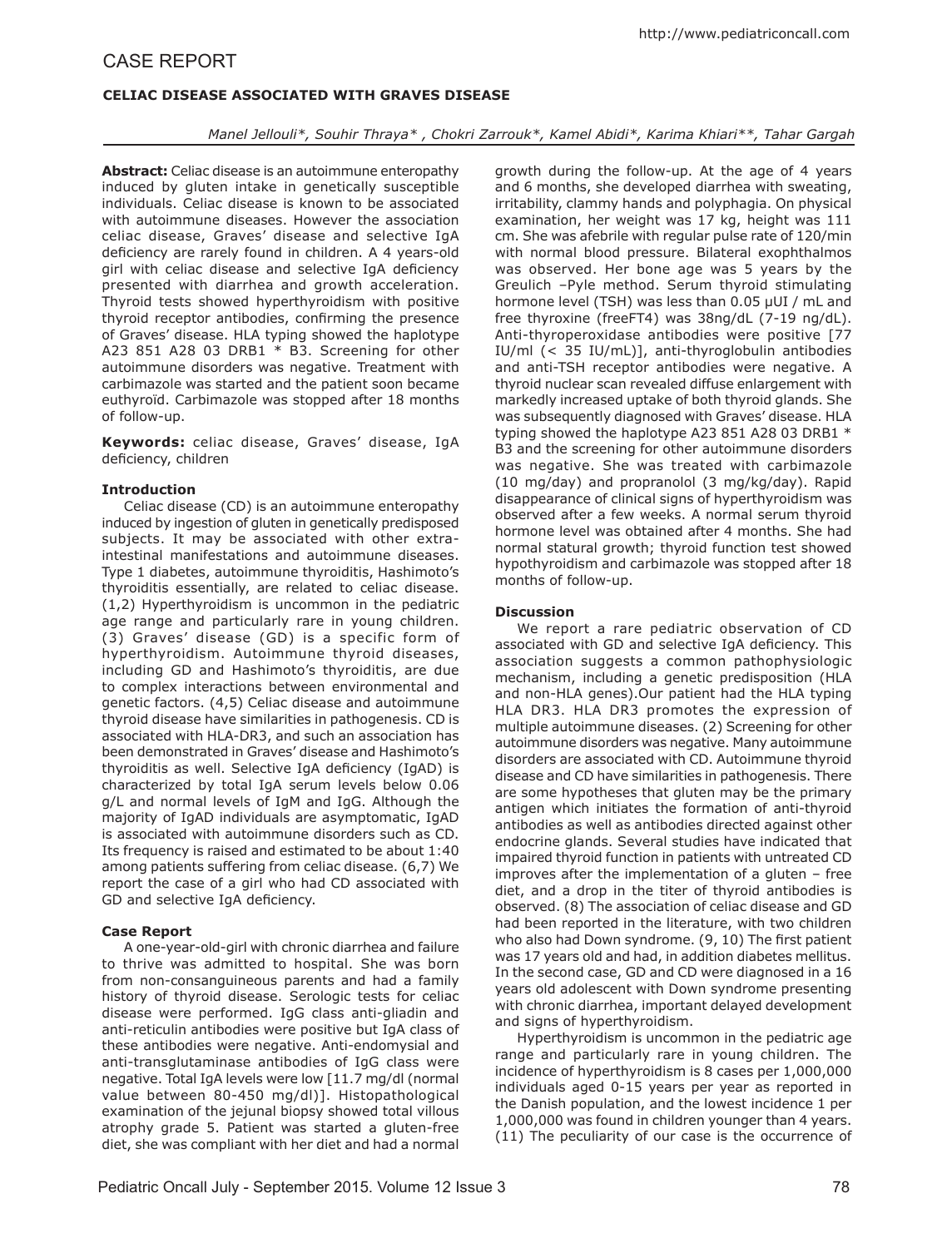# CASE REPORT

## CELIAC DISEASE ASSOCIATED WITH GRAVES DISEASE

*Manel Jellouli\*, Souhir Thraya\* , Chokri Zarrouk\*, Kamel Abidi\*, Karima Khiari\*\*, Tahar Gargah*

**Abstract:** Celiac disease is an autoimmune enteropathy induced by gluten intake in genetically susceptible individuals. Celiac disease is known to be associated with autoimmune diseases. However the association celiac disease, Graves' disease and selective IgA deficiency are rarely found in children. A 4 years-old girl with celiac disease and selective IgA deficiency presented with diarrhea and growth acceleration. Thyroid tests showed hyperthyroidism with positive thyroid receptor antibodies, confirming the presence of Graves' disease. HLA typing showed the haplotype A23 851 A28 03 DRB1 * B3. Screening for other autoimmune disorders was negative. Treatment with carbimazole was started and the patient soon became euthyroïd. Carbimazole was stopped after 18 months of follow-up.

**Keywords:** celiac disease, Graves' disease, IgA deficiency, children

### Introduction

Celiac disease (CD) is an autoimmune enteropathy induced by ingestion of gluten in genetically predisposed subjects. It may be associated with other extra-intestinal manifestations and autoimmune diseases. Type 1 diabetes, autoimmune thyroiditis, Hashimoto's thyroiditis essentially, are related to celiac disease. (1,2) Hyperthyroidism is uncommon in the pediatric age range and particularly rare in young children. (3) Graves' disease (GD) is a specific form of hyperthyroidism. Autoimmune thyroid diseases, including GD and Hashimoto's thyroiditis, are due to complex interactions between environmental and genetic factors. (4,5) Celiac disease and autoimmune thyroid disease have similarities in pathogenesis. CD is associated with HLA-DR3, and such an association has been demonstrated in Graves' disease and Hashimoto's thyroiditis as well. Selective IgA deficiency (IgAD) is characterized by total IgA serum levels below 0.06 g/L and normal levels of IgM and IgG. Although the majority of IgAD individuals are asymptomatic, IgAD is associated with autoimmune disorders such as CD. Its frequency is raised and estimated to be about 1:40 among patients suffering from celiac disease. (6,7) We report the case of a girl who had CD associated with GD and selective IgA deficiency.

### Case Report

A one-year-old-girl with chronic diarrhea and failure to thrive was admitted to hospital. She was born from non-consanguineous parents and had a family history of thyroid disease. Serologic tests for celiac disease were performed. IgG class anti-gliadin and anti-reticulin antibodies were positive but IgA class of these antibodies were negative. Anti-endomysial and anti-transglutaminase antibodies of IgG class were negative. Total IgA levels were low [11.7 mg/dl (normal value between 80-450 mg/dl)]. Histopathological examination of the jejunal biopsy showed total villous atrophy grade 5. Patient was started a gluten-free diet, she was compliant with her diet and had a normal growth during the follow-up. At the age of 4 years and 6 months, she developed diarrhea with sweating, irritability, clammy hands and polyphagia. On physical examination, her weight was 17 kg, height was 111 cm. She was afebrile with regular pulse rate of 120/min with normal blood pressure. Bilateral exophthalmos was observed. Her bone age was 5 years by the Greulich –Pyle method. Serum thyroid stimulating hormone level (TSH) was less than 0.05 µUI / mL and free thyroxine (freeFT4) was 38ng/dL (7-19 ng/dL). Anti-thyroperoxidase antibodies were positive [77 IU/ml (< 35 IU/mL)], anti-thyroglobulin antibodies and anti-TSH receptor antibodies were negative. A thyroid nuclear scan revealed diffuse enlargement with markedly increased uptake of both thyroid glands. She was subsequently diagnosed with Graves' disease. HLA typing showed the haplotype A23 851 A28 03 DRB1 * B3 and the screening for other autoimmune disorders was negative. She was treated with carbimazole (10 mg/day) and propranolol (3 mg/kg/day). Rapid disappearance of clinical signs of hyperthyroidism was observed after a few weeks. A normal serum thyroid hormone level was obtained after 4 months. She had normal statural growth; thyroid function test showed hypothyroidism and carbimazole was stopped after 18 months of follow-up.

### Discussion

We report a rare pediatric observation of CD associated with GD and selective IgA deficiency. This association suggests a common pathophysiologic mechanism, including a genetic predisposition (HLA and non-HLA genes).Our patient had the HLA typing HLA DR3. HLA DR3 promotes the expression of multiple autoimmune diseases. (2) Screening for other autoimmune disorders was negative. Many autoimmune disorders are associated with CD. Autoimmune thyroid disease and CD have similarities in pathogenesis. There are some hypotheses that gluten may be the primary antigen which initiates the formation of anti-thyroid antibodies as well as antibodies directed against other endocrine glands. Several studies have indicated that impaired thyroid function in patients with untreated CD improves after the implementation of a gluten – free diet, and a drop in the titer of thyroid antibodies is observed. (8) The association of celiac disease and GD had been reported in the literature, with two children who also had Down syndrome. (9, 10) The first patient was 17 years old and had, in addition diabetes mellitus. In the second case, GD and CD were diagnosed in a 16 years old adolescent with Down syndrome presenting with chronic diarrhea, important delayed development and signs of hyperthyroidism.

Hyperthyroidism is uncommon in the pediatric age range and particularly rare in young children. The incidence of hyperthyroidism is 8 cases per 1,000,000 individuals aged 0-15 years per year as reported in the Danish population, and the lowest incidence 1 per 1,000,000 was found in children younger than 4 years. (11) The peculiarity of our case is the occurrence of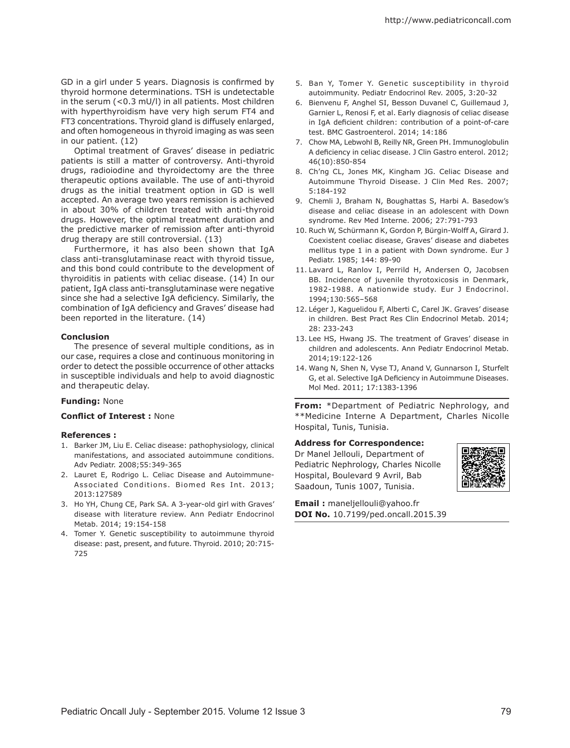GD in a girl under 5 years. Diagnosis is confirmed by thyroid hormone determinations. TSH is undetectable in the serum (<0.3 mU/l) in all patients. Most children with hyperthyroidism have very high serum FT4 and FT3 concentrations. Thyroid gland is diffusely enlarged, and often homogeneous in thyroid imaging as was seen in our patient. (12)

Optimal treatment of Graves' disease in pediatric patients is still a matter of controversy. Anti-thyroid drugs, radioiodine and thyroidectomy are the three therapeutic options available. The use of anti-thyroid drugs as the initial treatment option in GD is well accepted. An average two years remission is achieved in about 30% of children treated with anti-thyroid drugs. However, the optimal treatment duration and the predictive marker of remission after anti-thyroid drug therapy are still controversial. (13)

Furthermore, it has also been shown that IgA class anti-transglutaminase react with thyroid tissue, and this bond could contribute to the development of thyroiditis in patients with celiac disease. (14) In our patient, IgA class anti-transglutaminase were negative since she had a selective IgA deficiency. Similarly, the combination of IgA deficiency and Graves' disease had been reported in the literature. (14)

**Conclusion**

The presence of several multiple conditions, as in our case, requires a close and continuous monitoring in order to detect the possible occurrence of other attacks in susceptible individuals and help to avoid diagnostic and therapeutic delay.

**Funding:** None

**Conflict of Interest :** None

**References :**

1. Barker JM, Liu E. Celiac disease: pathophysiology, clinical manifestations, and associated autoimmune conditions. Adv Pediatr. 2008;55:349-365
2. Lauret E, Rodrigo L. Celiac Disease and Autoimmune-Associated Conditions. Biomed Res Int. 2013; 2013:127589
3. Ho YH, Chung CE, Park SA. A 3-year-old girl with Graves' disease with literature review. Ann Pediatr Endocrinol Metab. 2014; 19:154-158
4. Tomer Y. Genetic susceptibility to autoimmune thyroid disease: past, present, and future. Thyroid. 2010; 20:715-725
5. Ban Y, Tomer Y. Genetic susceptibility in thyroid autoimmunity. Pediatr Endocrinol Rev. 2005, 3:20-32
6. Bienvenu F, Anghel SI, Besson Duvanel C, Guillemaud J, Garnier L, Renosi F, et al. Early diagnosis of celiac disease in IgA deficient children: contribution of a point-of-care test. BMC Gastroenterol. 2014; 14:186
7. Chow MA, Lebwohl B, Reilly NR, Green PH. Immunoglobulin A deficiency in celiac disease. J Clin Gastro enterol. 2012; 46(10):850-854
8. Ch'ng CL, Jones MK, Kingham JG. Celiac Disease and Autoimmune Thyroid Disease. J Clin Med Res. 2007; 5:184-192
9. Chemli J, Braham N, Boughattas S, Harbi A. Basedow's disease and celiac disease in an adolescent with Down syndrome. Rev Med Interne. 2006; 27:791-793
10. Ruch W, Schürmann K, Gordon P, Bürgin-Wolff A, Girard J. Coexistent coeliac disease, Graves' disease and diabetes mellitus type 1 in a patient with Down syndrome. Eur J Pediatr. 1985; 144: 89-90
11. Lavard L, Ranlov I, Perrild H, Andersen O, Jacobsen BB. Incidence of juvenile thyrotoxicosis in Denmark, 1982-1988. A nationwide study. Eur J Endocrinol. 1994;130:565–568
12. Léger J, Kaguelidou F, Alberti C, Carel JK. Graves' disease in children. Best Pract Res Clin Endocrinol Metab. 2014; 28: 233-243
13. Lee HS, Hwang JS. The treatment of Graves' disease in children and adolescents. Ann Pediatr Endocrinol Metab. 2014;19:122-126
14. Wang N, Shen N, Vyse TJ, Anand V, Gunnarson I, Sturfelt G, et al. Selective IgA Deficiency in Autoimmune Diseases. Mol Med. 2011; 17:1383-1396

**From:** *Department of Pediatric Nephrology, and **Medicine Interne A Department, Charles Nicolle Hospital, Tunis, Tunisia.

**Address for Correspondence:**
Dr Manel Jellouli, Department of Pediatric Nephrology, Charles Nicolle Hospital, Boulevard 9 Avril, Bab Saadoun, Tunis 1007, Tunisia.

**Email :** maneljellouli@yahoo.fr
**DOI No.** 10.7199/ped.oncall.2015.39